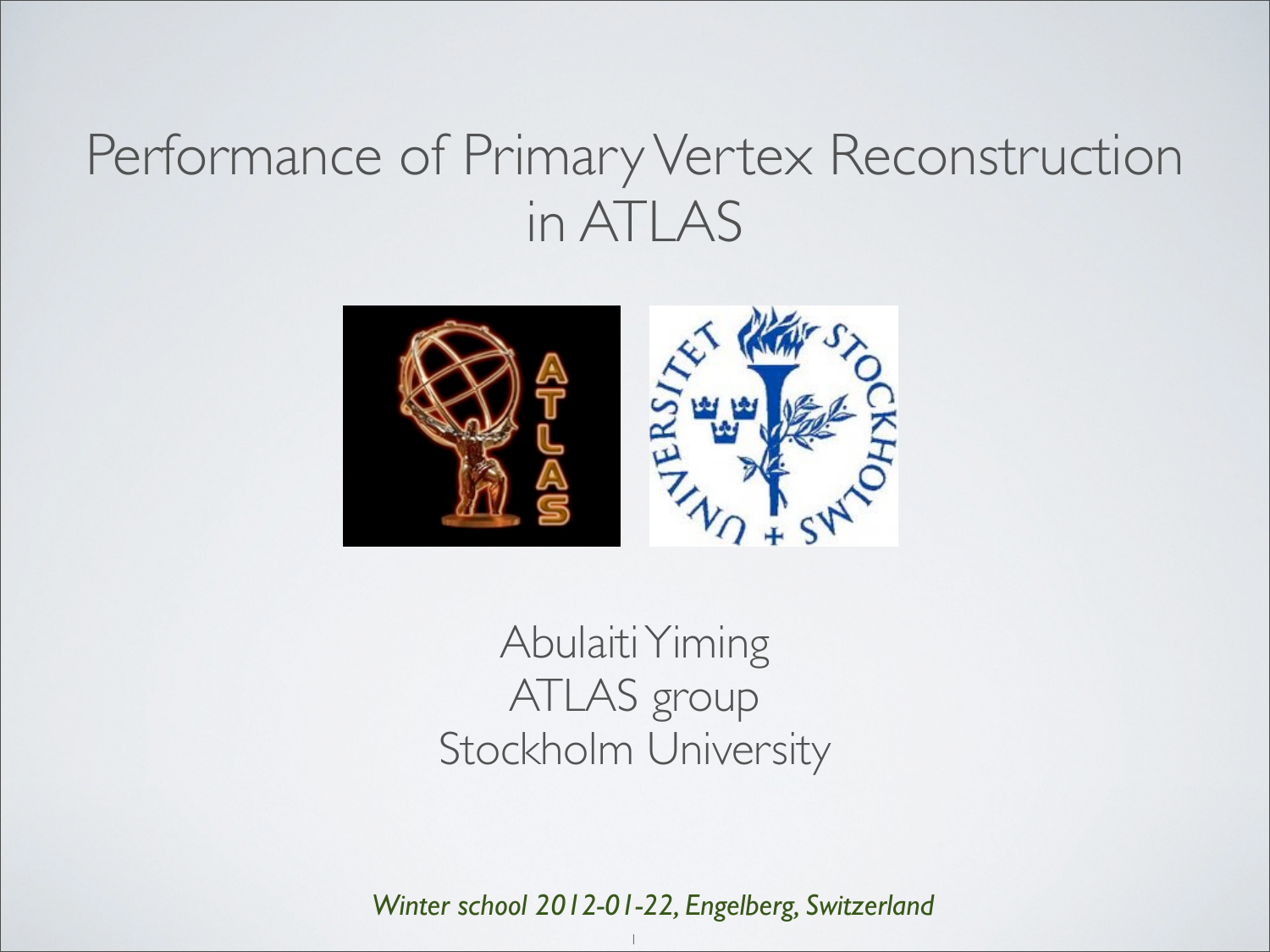# Performance of Primary Vertex Reconstruction in ATLAS

Abulaiti Yiming
ATLAS group
Stockholm University

*Winter school 2012-01-22, Engelberg, Switzerland*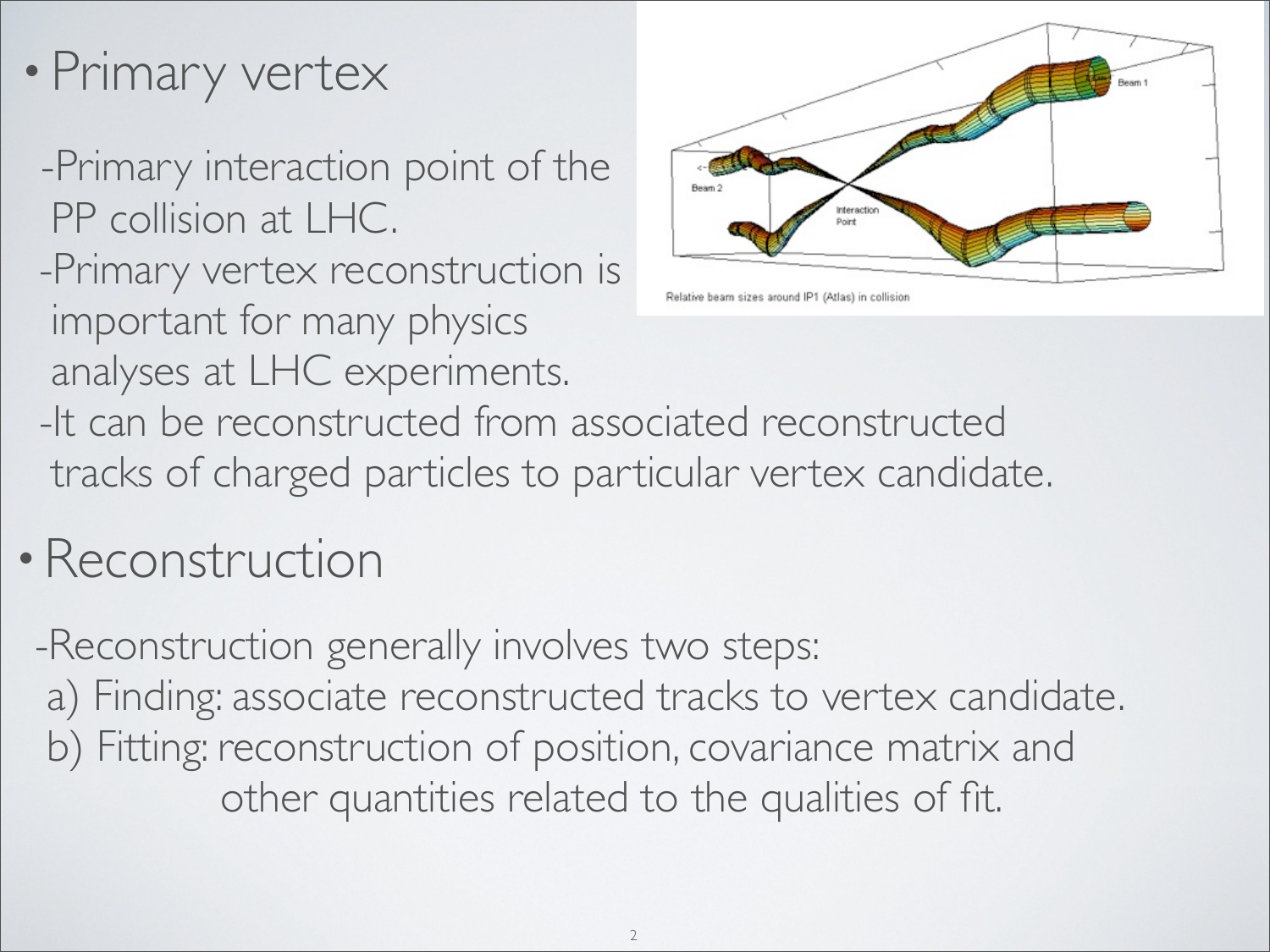- Primary vertex

  -Primary interaction point of the PP collision at LHC.

  -Primary vertex reconstruction is important for many physics analyses at LHC experiments.

  -It can be reconstructed from associated reconstructed tracks of charged particles to particular vertex candidate.

Relative beam sizes around IP1 (Atlas) in collision

- Reconstruction

  -Reconstruction generally involves two steps:

  a) Finding: associate reconstructed tracks to vertex candidate.

  b) Fitting: reconstruction of position, covariance matrix and other quantities related to the qualities of fit.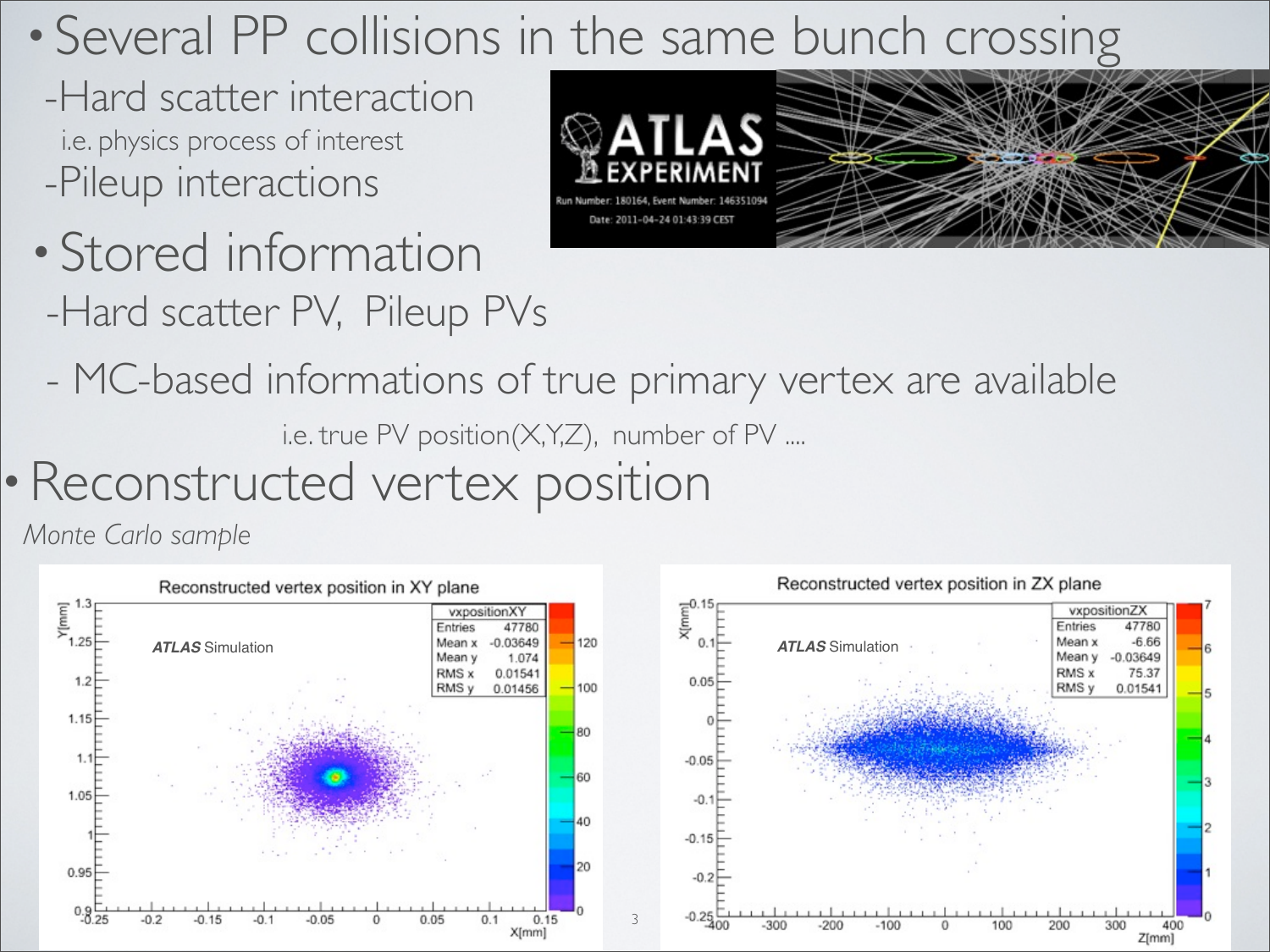- Several PP collisions in the same bunch crossing
  - Hard scatter interaction
    i.e. physics process of interest
  - Pileup interactions
- Stored information
  - Hard scatter PV, Pileup PVs
  - MC-based informations of true primary vertex are available
    i.e. true PV position(X,Y,Z), number of PV ....
- Reconstructed vertex position

*Monte Carlo sample*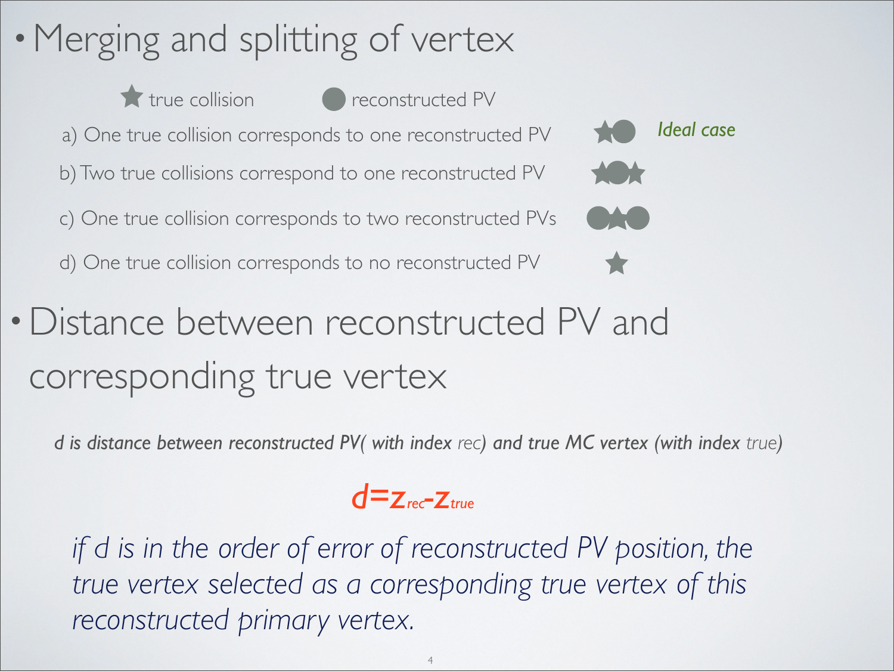- Merging and splitting of vertex

★ true collision ● reconstructed PV

a) One true collision corresponds to one reconstructed PV — *Ideal case*

b) Two true collisions correspond to one reconstructed PV

c) One true collision corresponds to two reconstructed PVs

d) One true collision corresponds to no reconstructed PV

- Distance between reconstructed PV and corresponding true vertex

*d is distance between reconstructed PV( with index rec) and true MC vertex (with index true)*

$$d = z_{rec} - z_{true}$$

*if d is in the order of error of reconstructed PV position, the true vertex selected as a corresponding true vertex of this reconstructed primary vertex.*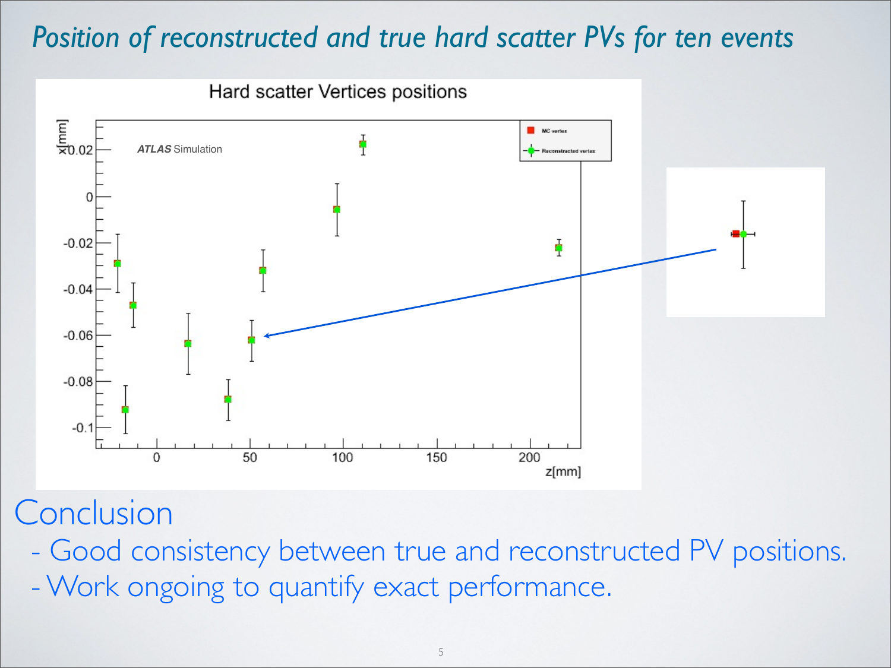# Position of reconstructed and true hard scatter PVs for ten events

Hard scatter Vertices positions

ATLAS Simulation

MC vertex

Reconstructed vertex

x[mm]

0.02

0

-0.02

-0.04

-0.06

-0.08

-0.1

0

50

100

150

200

z[mm]

## Conclusion

- Good consistency between true and reconstructed PV positions.
- Work ongoing to quantify exact performance.